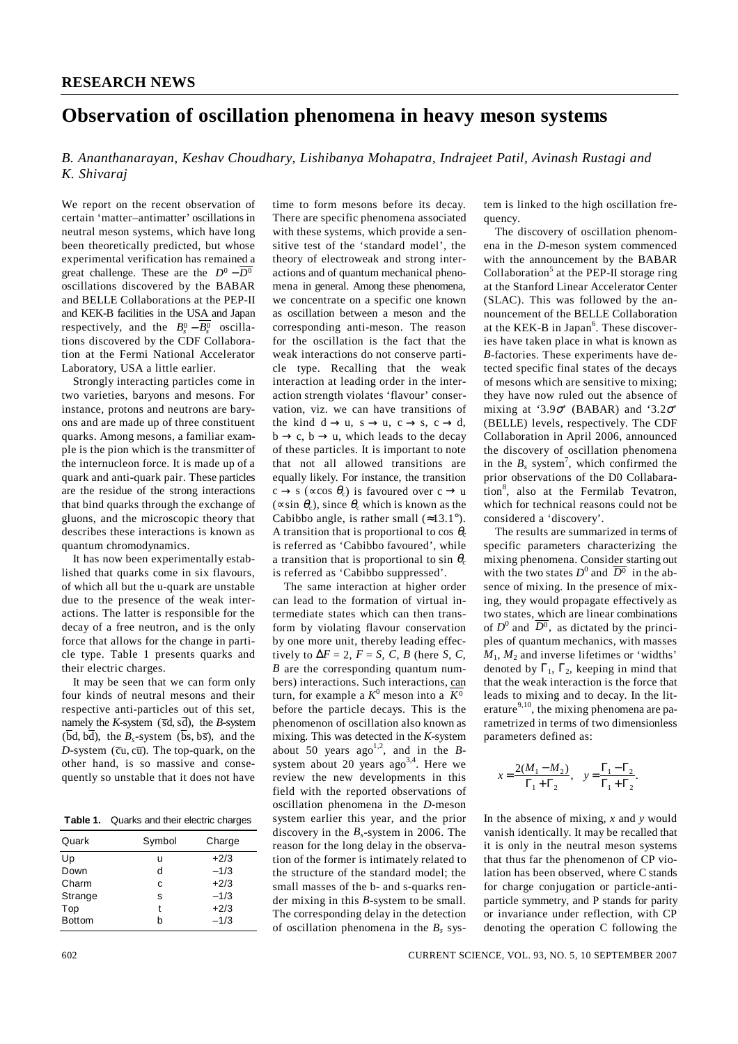**RESEARCH NEWS**

# Observation of oscillation phenomena in heavy meson systems

*B. Ananthanarayan, Keshav Choudhary, Lishibanya Mohapatra, Indrajeet Patil, Avinash Rustagi and K. Shivaraj*

We report on the recent observation of certain 'matter–antimatter' oscillations in neutral meson systems, which have long been theoretically predicted, but whose experimental verification has remained a great challenge. These are the $D^0 - \overline{D^0}$ oscillations discovered by the BABAR and BELLE Collaborations at the PEP-II and KEK-B facilities in the USA and Japan respectively, and the $B_s^0 - \overline{B_s^0}$ oscillations discovered by the CDF Collaboration at the Fermi National Accelerator Laboratory, USA a little earlier.

Strongly interacting particles come in two varieties, baryons and mesons. For instance, protons and neutrons are baryons and are made up of three constituent quarks. Among mesons, a familiar example is the pion which is the transmitter of the internucleon force. It is made up of a quark and anti-quark pair. These particles are the residue of the strong interactions that bind quarks through the exchange of gluons, and the microscopic theory that describes these interactions is known as quantum chromodynamics.

It has now been experimentally established that quarks come in six flavours, of which all but the u-quark are unstable due to the presence of the weak interactions. The latter is responsible for the decay of a free neutron, and is the only force that allows for the change in particle type. Table 1 presents quarks and their electric charges.

It may be seen that we can form only four kinds of neutral mesons and their respective anti-particles out of this set, namely the *K*-system ($\bar{s}d$, $s\bar{d}$), the *B*-system ($\bar{b}d$, $b\bar{d}$), the $B_s$-system ($\bar{b}s$, $b\bar{s}$), and the *D*-system ($\bar{c}u$, $c\bar{u}$). The top-quark, on the other hand, is so massive and consequently so unstable that it does not have time to form mesons before its decay. There are specific phenomena associated with these systems, which provide a sensitive test of the 'standard model', the theory of electroweak and strong interactions and of quantum mechanical phenomena in general. Among these phenomena, we concentrate on a specific one known as oscillation between a meson and the corresponding anti-meson. The reason for the oscillation is the fact that the weak interactions do not conserve particle type. Recalling that the weak interaction at leading order in the interaction strength violates 'flavour' conservation, viz. we can have transitions of the kind d → u, s → u, c → s, c → d, b → c, b → u, which leads to the decay of these particles. It is important to note that not all allowed transitions are equally likely. For instance, the transition c → s ($\propto \cos\theta_c$) is favoured over c → u ($\propto \sin\theta_c$), since $\theta_c$ which is known as the Cabibbo angle, is rather small (≈13.1°). A transition that is proportional to $\cos\theta_c$ is referred as 'Cabibbo favoured', while a transition that is proportional to $\sin\theta_c$ is referred as 'Cabibbo suppressed'.

**Table 1.** Quarks and their electric charges

| Quark | Symbol | Charge |
|---|---|---|
| Up | u | +2/3 |
| Down | d | –1/3 |
| Charm | c | +2/3 |
| Strange | s | –1/3 |
| Top | t | +2/3 |
| Bottom | b | –1/3 |

The same interaction at higher order can lead to the formation of virtual intermediate states which can then transform by violating flavour conservation by one more unit, thereby leading effectively to $\Delta F = 2$, $F = S, C, B$ (here *S*, *C*, *B* are the corresponding quantum numbers) interactions. Such interactions, can turn, for example a $K^0$ meson into a $\overline{K^0}$ before the particle decays. This is the phenomenon of oscillation also known as mixing. This was detected in the *K*-system about 50 years ago[1,2], and in the *B*-system about 20 years ago[3,4]. Here we review the new developments in this field with the reported observations of oscillation phenomena in the *D*-meson system earlier this year, and the prior discovery in the $B_s$-system in 2006. The reason for the long delay in the observation of the former is intimately related to the structure of the standard model; the small masses of the b- and s-quarks render mixing in this *B*-system to be small. The corresponding delay in the detection of oscillation phenomena in the $B_s$ system is linked to the high oscillation frequency.

The discovery of oscillation phenomena in the *D*-meson system commenced with the announcement by the BABAR Collaboration[5] at the PEP-II storage ring at the Stanford Linear Accelerator Center (SLAC). This was followed by the announcement of the BELLE Collaboration at the KEK-B in Japan[6]. These discoveries have taken place in what is known as *B*-factories. These experiments have detected specific final states of the decays of mesons which are sensitive to mixing; they have now ruled out the absence of mixing at '3.9σ' (BABAR) and '3.2σ' (BELLE) levels, respectively. The CDF Collaboration in April 2006, announced the discovery of oscillation phenomena in the $B_s$ system[7], which confirmed the prior observations of the D0 Collabaration[8], also at the Fermilab Tevatron, which for technical reasons could not be considered a 'discovery'.

The results are summarized in terms of specific parameters characterizing the mixing phenomena. Consider starting out with the two states $D^0$ and $\overline{D^0}$ in the absence of mixing. In the presence of mixing, they would propagate effectively as two states, which are linear combinations of $D^0$ and $\overline{D^0}$, as dictated by the principles of quantum mechanics, with masses $M_1$, $M_2$ and inverse lifetimes or 'widths' denoted by $\Gamma_1$, $\Gamma_2$, keeping in mind that that the weak interaction is the force that leads to mixing and to decay. In the literature[9,10], the mixing phenomena are parametrized in terms of two dimensionless parameters defined as:

$$x = \frac{2(M_1 - M_2)}{\Gamma_1 + \Gamma_2}, \quad y = \frac{\Gamma_1 - \Gamma_2}{\Gamma_1 + \Gamma_2}.$$

In the absence of mixing, *x* and *y* would vanish identically. It may be recalled that it is only in the neutral meson systems that thus far the phenomenon of CP violation has been observed, where C stands for charge conjugation or particle-antiparticle symmetry, and P stands for parity or invariance under reflection, with CP denoting the operation C following the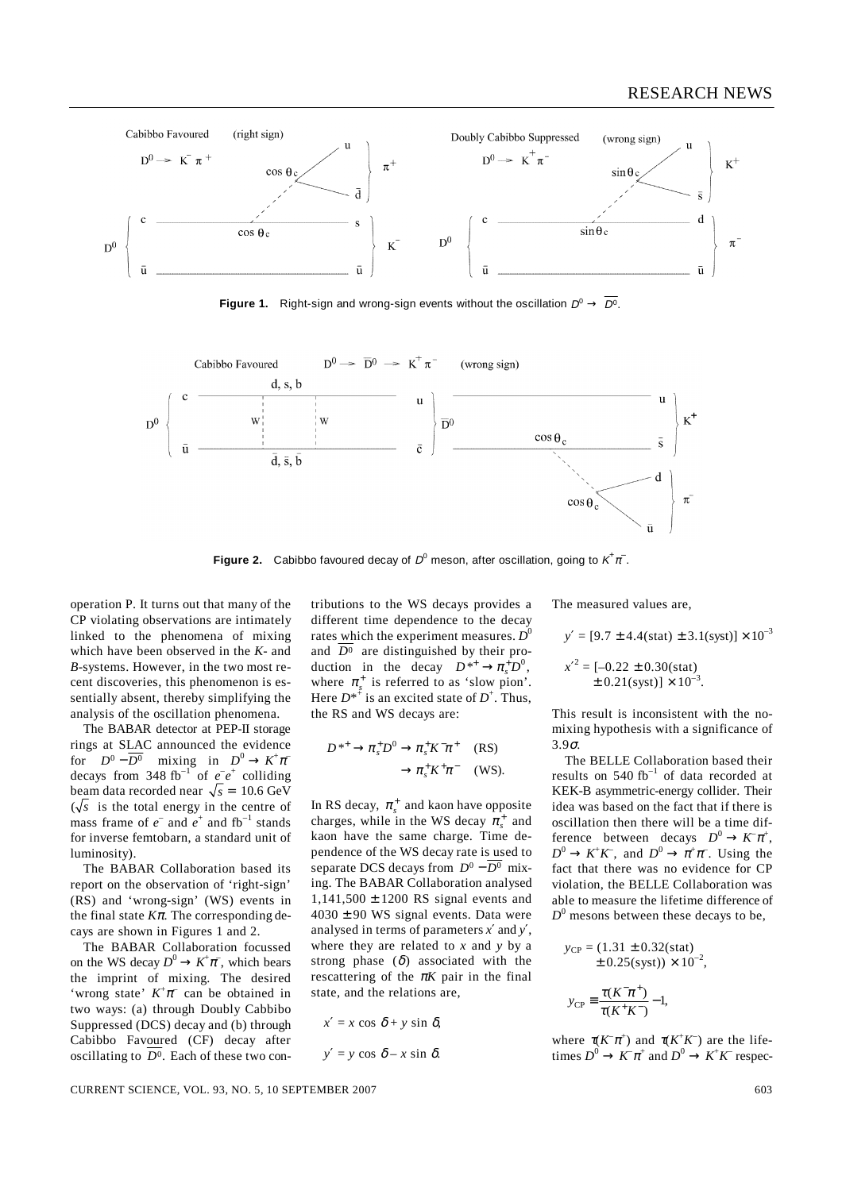**Figure 1.** Right-sign and wrong-sign events without the oscillation $D^0 \to \overline{D^0}$.

**Figure 2.** Cabibbo favoured decay of $D^0$ meson, after oscillation, going to $K^+\pi^-$.

operation P. It turns out that many of the CP violating observations are intimately linked to the phenomena of mixing which have been observed in the *K*- and *B*-systems. However, in the two most recent discoveries, this phenomenon is essentially absent, thereby simplifying the analysis of the oscillation phenomena.

The BABAR detector at PEP-II storage rings at SLAC announced the evidence for $D^0 - \overline{D^0}$ mixing in $D^0 \to K^+\pi^-$ decays from 348 fb$^{-1}$ of $e^-e^+$ colliding beam data recorded near $\sqrt{s} = 10.6$ GeV ($\sqrt{s}$ is the total energy in the centre of mass frame of $e^-$ and $e^+$ and fb$^{-1}$ stands for inverse femtobarn, a standard unit of luminosity).

The BABAR Collaboration based its report on the observation of 'right-sign' (RS) and 'wrong-sign' (WS) events in the final state $K\pi$. The corresponding decays are shown in Figures 1 and 2.

The BABAR Collaboration focussed on the WS decay $D^0 \to K^+\pi^-$, which bears the imprint of mixing. The desired 'wrong state' $K^+\pi^-$ can be obtained in two ways: (a) through Doubly Cabbibo Suppressed (DCS) decay and (b) through Cabibbo Favoured (CF) decay after oscillating to $\overline{D^0}$. Each of these two contributions to the WS decays provides a different time dependence to the decay rates which the experiment measures. $D^0$ and $\overline{D^0}$ are distinguished by their production in the decay $D^{*+} \to \pi_s^+ D^0$, where $\pi_s^+$ is referred to as 'slow pion'. Here $D^{*+}$ is an excited state of $D^+$. Thus, the RS and WS decays are:

$$D^{*+} \to \pi_s^+ D^0 \to \pi_s^+ K^- \pi^+ \quad \text{(RS)}$$
$$\to \pi_s^+ K^+ \pi^- \quad \text{(WS)}.$$

In RS decay, $\pi_s^+$ and kaon have opposite charges, while in the WS decay $\pi_s^+$ and kaon have the same charge. Time dependence of the WS decay rate is used to separate DCS decays from $D^0 - \overline{D^0}$ mixing. The BABAR Collaboration analysed 1,141,500 ± 1200 RS signal events and 4030 ± 90 WS signal events. Data were analysed in terms of parameters $x'$ and $y'$, where they are related to $x$ and $y$ by a strong phase ($\delta$) associated with the rescattering of the $\pi K$ pair in the final state, and the relations are,

$$x' = x \cos \delta + y \sin \delta,$$

$$y' = y \cos \delta - x \sin \delta.$$

The measured values are,

$$y' = [9.7 \pm 4.4(\text{stat}) \pm 3.1(\text{syst})] \times 10^{-3}$$

$$x'^2 = [-0.22 \pm 0.30(\text{stat}) \pm 0.21(\text{syst})] \times 10^{-3}.$$

This result is inconsistent with the no-mixing hypothesis with a significance of 3.9$\sigma$.

The BELLE Collaboration based their results on 540 fb$^{-1}$ of data recorded at KEK-B asymmetric-energy collider. Their idea was based on the fact that if there is oscillation then there will be a time difference between decays $D^0 \to K^-\pi^+$, $D^0 \to K^+K^-$, and $D^0 \to \pi^+\pi^-$. Using the fact that there was no evidence for CP violation, the BELLE Collaboration was able to measure the lifetime difference of $D^0$ mesons between these decays to be,

$$y_{\text{CP}} = (1.31 \pm 0.32(\text{stat}) \pm 0.25(\text{syst})) \times 10^{-2},$$

$$y_{\text{CP}} \equiv \frac{\tau(K^-\pi^+)}{\tau(K^+K^-)} - 1,$$

where $\tau(K^-\pi^+)$ and $\tau(K^+K^-)$ are the lifetimes $D^0 \to K^-\pi^+$ and $D^0 \to K^+K^-$ respec-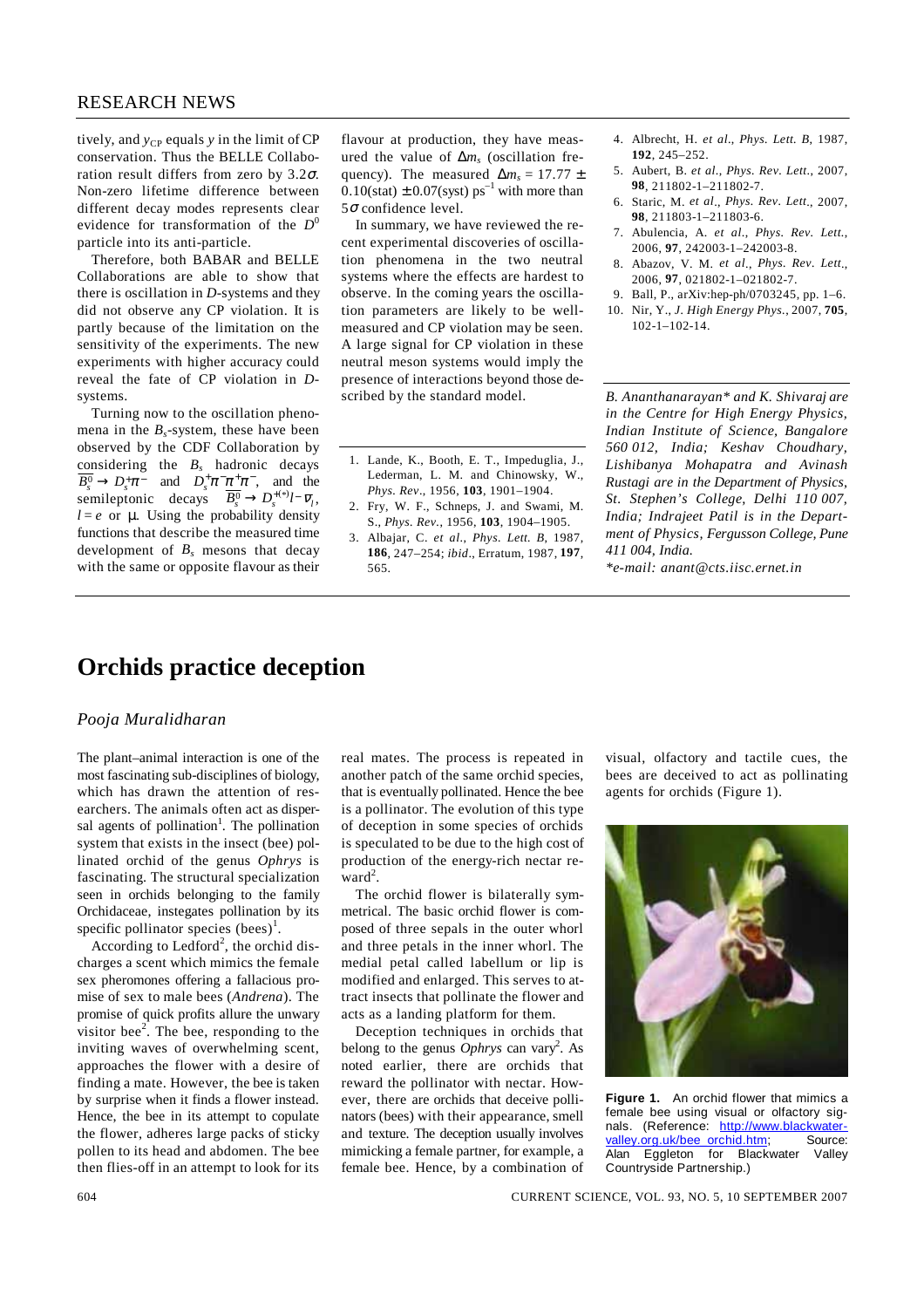tively, and $y_{CP}$ equals $y$ in the limit of CP conservation. Thus the BELLE Collaboration result differs from zero by $3.2\sigma$. Non-zero lifetime difference between different decay modes represents clear evidence for transformation of the $D^0$ particle into its anti-particle.

Therefore, both BABAR and BELLE Collaborations are able to show that there is oscillation in *D*-systems and they did not observe any CP violation. It is partly because of the limitation on the sensitivity of the experiments. The new experiments with higher accuracy could reveal the fate of CP violation in *D*-systems.

Turning now to the oscillation phenomena in the $B_s$-system, these have been observed by the CDF Collaboration by considering the $B_s$ hadronic decays $\overline{B_s^0} \rightarrow D_s^+\pi^-$ and $D_s^+\pi^-\pi^+\pi^-$, and the semileptonic decays $\overline{B_s^0} \rightarrow D_s^{+(*)}l^-\overline{\nu}_l$, $l = e$ or $\mu$. Using the probability density functions that describe the measured time development of $B_s$ mesons that decay with the same or opposite flavour as their flavour at production, they have measured the value of $\Delta m_s$ (oscillation frequency). The measured $\Delta m_s = 17.77 \pm 0.10(\text{stat}) \pm 0.07(\text{syst})\ \text{ps}^{-1}$ with more than $5\sigma$ confidence level.

In summary, we have reviewed the recent experimental discoveries of oscillation phenomena in the two neutral systems where the effects are hardest to observe. In the coming years the oscillation parameters are likely to be well-measured and CP violation may be seen. A large signal for CP violation in these neutral meson systems would imply the presence of interactions beyond those described by the standard model.

1. Lande, K., Booth, E. T., Impeduglia, J., Lederman, L. M. and Chinowsky, W., *Phys. Rev*., 1956, **103**, 1901–1904.
2. Fry, W. F., Schneps, J. and Swami, M. S., *Phys. Rev.*, 1956, **103**, 1904–1905.
3. Albajar, C. *et al*., *Phys. Lett. B*, 1987, **186**, 247–254; *ibid*., Erratum, 1987, **197**, 565.
4. Albrecht, H. *et al*., *Phys. Lett. B*, 1987, **192**, 245–252.
5. Aubert, B. *et al*., *Phys. Rev. Lett*., 2007, **98**, 211802-1–211802-7.
6. Staric, M. *et al*., *Phys. Rev. Lett*., 2007, **98**, 211803-1–211803-6.
7. Abulencia, A. *et al*., *Phys. Rev. Lett.*, 2006, **97**, 242003-1–242003-8.
8. Abazov, V. M. *et al*., *Phys. Rev. Lett*., 2006, **97**, 021802-1–021802-7.
9. Ball, P., arXiv:hep-ph/0703245, pp. 1–6.
10. Nir, Y., *J. High Energy Phys.*, 2007, **705**, 102-1–102-14.

*B. Ananthanarayan\* and K. Shivaraj are in the Centre for High Energy Physics, Indian Institute of Science, Bangalore 560 012, India; Keshav Choudhary, Lishibanya Mohapatra and Avinash Rustagi are in the Department of Physics, St. Stephen's College, Delhi 110 007, India; Indrajeet Patil is in the Department of Physics, Fergusson College, Pune 411 004, India.*

*\*e-mail: anant@cts.iisc.ernet.in*

# Orchids practice deception

*Pooja Muralidharan*

The plant–animal interaction is one of the most fascinating sub-disciplines of biology, which has drawn the attention of researchers. The animals often act as dispersal agents of pollination[1]. The pollination system that exists in the insect (bee) pollinated orchid of the genus *Ophrys* is fascinating. The structural specialization seen in orchids belonging to the family Orchidaceae, instegates pollination by its specific pollinator species (bees)[1].

According to Ledford[2], the orchid discharges a scent which mimics the female sex pheromones offering a fallacious promise of sex to male bees (*Andrena*). The promise of quick profits allure the unwary visitor bee[2]. The bee, responding to the inviting waves of overwhelming scent, approaches the flower with a desire of finding a mate. However, the bee is taken by surprise when it finds a flower instead. Hence, the bee in its attempt to copulate the flower, adheres large packs of sticky pollen to its head and abdomen. The bee then flies-off in an attempt to look for its real mates. The process is repeated in another patch of the same orchid species, that is eventually pollinated. Hence the bee is a pollinator. The evolution of this type of deception in some species of orchids is speculated to be due to the high cost of production of the energy-rich nectar reward[2].

The orchid flower is bilaterally symmetrical. The basic orchid flower is composed of three sepals in the outer whorl and three petals in the inner whorl. The medial petal called labellum or lip is modified and enlarged. This serves to attract insects that pollinate the flower and acts as a landing platform for them.

Deception techniques in orchids that belong to the genus *Ophrys* can vary[2]. As noted earlier, there are orchids that reward the pollinator with nectar. However, there are orchids that deceive pollinators (bees) with their appearance, smell and texture. The deception usually involves mimicking a female partner, for example, a female bee. Hence, by a combination of visual, olfactory and tactile cues, the bees are deceived to act as pollinating agents for orchids (Figure 1).

**Figure 1.** An orchid flower that mimics a female bee using visual or olfactory signals. (Reference: http://www.blackwater-valley.org.uk/bee_orchid.htm; Source: Alan Eggleton for Blackwater Valley Countryside Partnership.)